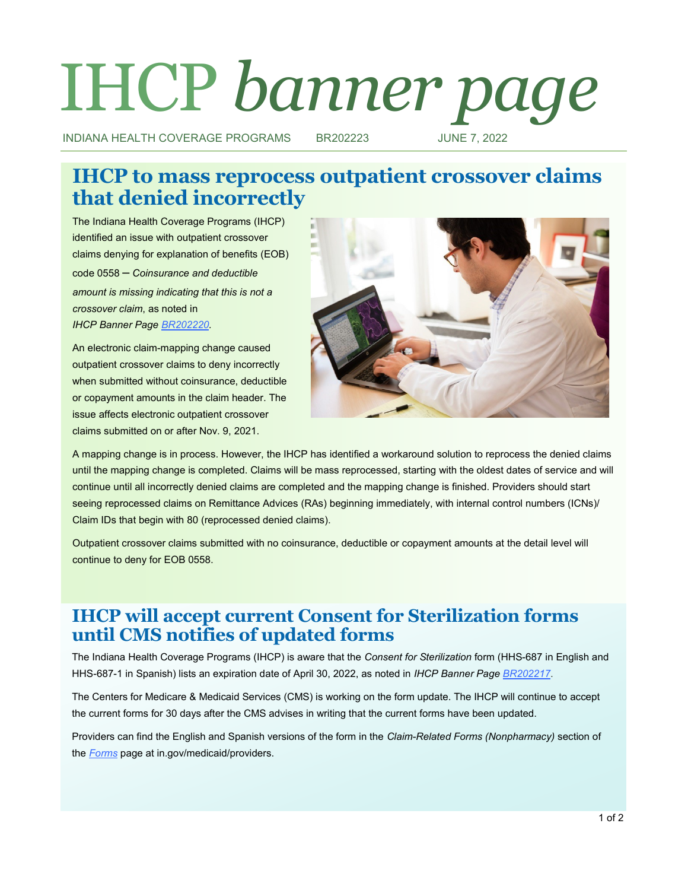# IHCP *banner page*

INDIANA HEALTH COVERAGE PROGRAMS BR202223 JUNE 7, 2022

## IHCP to mass reprocess outpatient crossover claims that denied incorrectly

The Indiana Health Coverage Programs (IHCP) identified an issue with outpatient crossover claims denying for explanation of benefits (EOB) code 0558 – *Coinsurance and deductible amount is missing indicating that this is not a crossover claim*, as noted in *IHCP Banner Page [BR202220](BR202220).*

An electronic claim-mapping change caused outpatient crossover claims to deny incorrectly when submitted without coinsurance, deductible or copayment amounts in the claim header. The issue affects electronic outpatient crossover claims submitted on or after Nov. 9, 2021.

A mapping change is in process. However, the IHCP has identified a workaround solution to reprocess the denied claims until the mapping change is completed. Claims will be mass reprocessed, starting with the oldest dates of service and will continue until all incorrectly denied claims are completed and the mapping change is finished. Providers should start seeing reprocessed claims on Remittance Advices (RAs) beginning immediately, with internal control numbers (ICNs)/ Claim IDs that begin with 80 (reprocessed denied claims).

Outpatient crossover claims submitted with no coinsurance, deductible or copayment amounts at the detail level will continue to deny for EOB 0558.

## IHCP will accept current Consent for Sterilization forms until CMS notifies of updated forms

The Indiana Health Coverage Programs (IHCP) is aware that the *Consent for Sterilization* form (HHS-687 in English and HHS-687-1 in Spanish) lists an expiration date of April 30, 2022, as noted in *IHCP Banner Page [BR202217](BR202217).*

The Centers for Medicare & Medicaid Services (CMS) is working on the form update. The IHCP will continue to accept the current forms for 30 days after the CMS advises in writing that the current forms have been updated.

Providers can find the English and Spanish versions of the form in the *Claim-Related Forms (Nonpharmacy)* section of the *[Forms](Forms)* page at in.gov/medicaid/providers.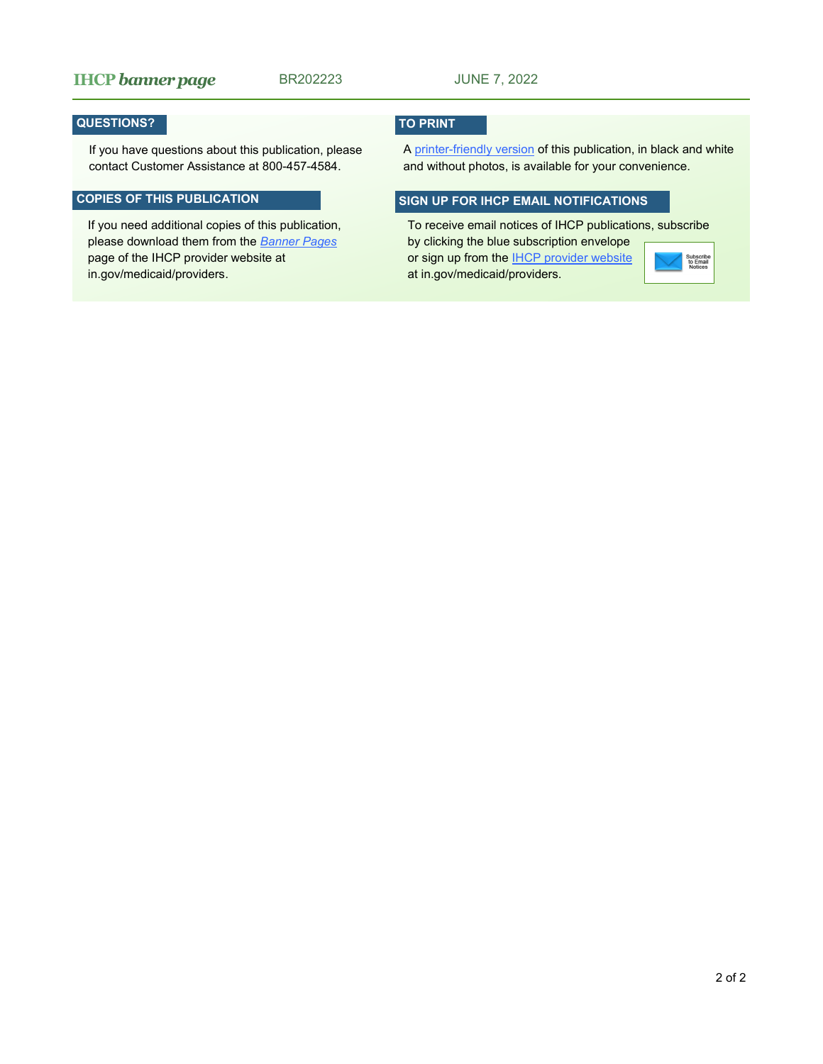## QUESTIONS?

If you have questions about this publication, please contact Customer Assistance at 800-457-4584.

## COPIES OF THIS PUBLICATION

If you need additional copies of this publication, please download them from the *Banner Pages* page of the IHCP provider website at in.gov/medicaid/providers.

## TO PRINT

A printer-friendly version of this publication, in black and white and without photos, is available for your convenience.

## SIGN UP FOR IHCP EMAIL NOTIFICATIONS

To receive email notices of IHCP publications, subscribe by clicking the blue subscription envelope or sign up from the IHCP provider website at in.gov/medicaid/providers.

Subscribe to Email Notices